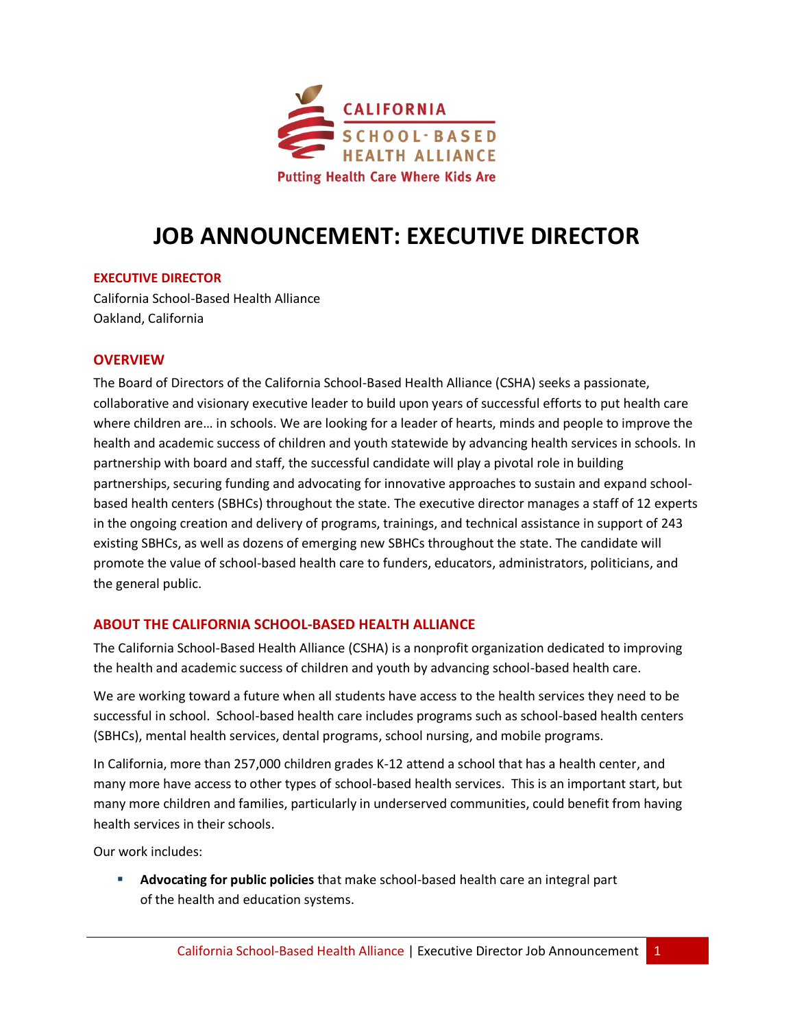CALIFORNIA SCHOOL-BASED HEALTH ALLIANCE

Putting Health Care Where Kids Are

# JOB ANNOUNCEMENT: EXECUTIVE DIRECTOR

## EXECUTIVE DIRECTOR

California School-Based Health Alliance
Oakland, California

## OVERVIEW

The Board of Directors of the California School-Based Health Alliance (CSHA) seeks a passionate, collaborative and visionary executive leader to build upon years of successful efforts to put health care where children are… in schools. We are looking for a leader of hearts, minds and people to improve the health and academic success of children and youth statewide by advancing health services in schools. In partnership with board and staff, the successful candidate will play a pivotal role in building partnerships, securing funding and advocating for innovative approaches to sustain and expand school-based health centers (SBHCs) throughout the state. The executive director manages a staff of 12 experts in the ongoing creation and delivery of programs, trainings, and technical assistance in support of 243 existing SBHCs, as well as dozens of emerging new SBHCs throughout the state. The candidate will promote the value of school-based health care to funders, educators, administrators, politicians, and the general public.

## ABOUT THE CALIFORNIA SCHOOL-BASED HEALTH ALLIANCE

The California School-Based Health Alliance (CSHA) is a nonprofit organization dedicated to improving the health and academic success of children and youth by advancing school-based health care.

We are working toward a future when all students have access to the health services they need to be successful in school. School-based health care includes programs such as school-based health centers (SBHCs), mental health services, dental programs, school nursing, and mobile programs.

In California, more than 257,000 children grades K-12 attend a school that has a health center, and many more have access to other types of school-based health services. This is an important start, but many more children and families, particularly in underserved communities, could benefit from having health services in their schools.

Our work includes:

- **Advocating for public policies** that make school-based health care an integral part of the health and education systems.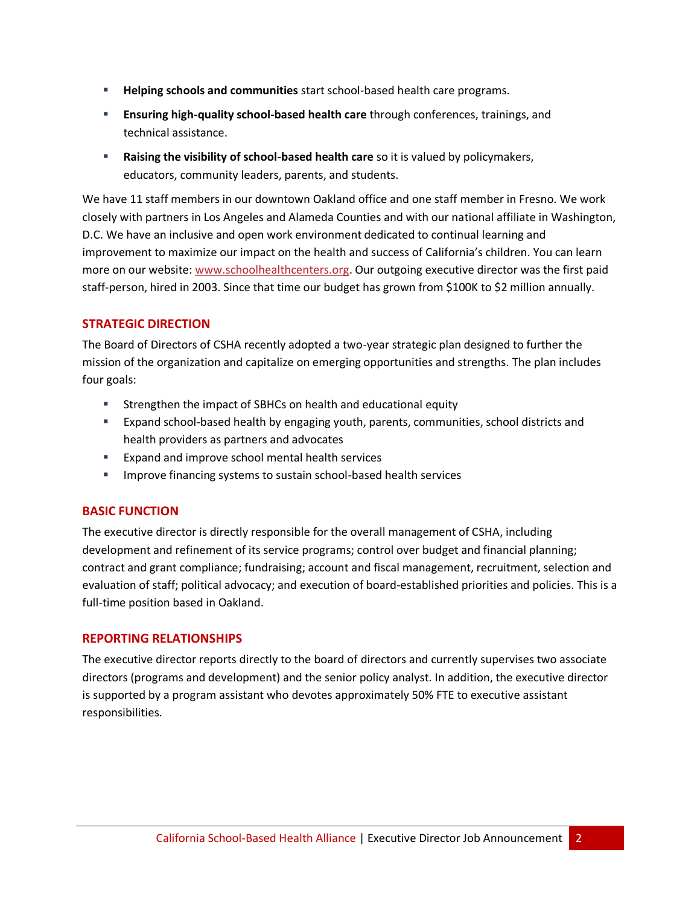- **Helping schools and communities** start school-based health care programs.
- **Ensuring high-quality school-based health care** through conferences, trainings, and technical assistance.
- **Raising the visibility of school-based health care** so it is valued by policymakers, educators, community leaders, parents, and students.

We have 11 staff members in our downtown Oakland office and one staff member in Fresno. We work closely with partners in Los Angeles and Alameda Counties and with our national affiliate in Washington, D.C. We have an inclusive and open work environment dedicated to continual learning and improvement to maximize our impact on the health and success of California's children. You can learn more on our website: [www.schoolhealthcenters.org](www.schoolhealthcenters.org). Our outgoing executive director was the first paid staff-person, hired in 2003. Since that time our budget has grown from $100K to $2 million annually.

## STRATEGIC DIRECTION

The Board of Directors of CSHA recently adopted a two-year strategic plan designed to further the mission of the organization and capitalize on emerging opportunities and strengths. The plan includes four goals:

- Strengthen the impact of SBHCs on health and educational equity
- Expand school-based health by engaging youth, parents, communities, school districts and health providers as partners and advocates
- Expand and improve school mental health services
- Improve financing systems to sustain school-based health services

## BASIC FUNCTION

The executive director is directly responsible for the overall management of CSHA, including development and refinement of its service programs; control over budget and financial planning; contract and grant compliance; fundraising; account and fiscal management, recruitment, selection and evaluation of staff; political advocacy; and execution of board-established priorities and policies. This is a full-time position based in Oakland.

## REPORTING RELATIONSHIPS

The executive director reports directly to the board of directors and currently supervises two associate directors (programs and development) and the senior policy analyst. In addition, the executive director is supported by a program assistant who devotes approximately 50% FTE to executive assistant responsibilities.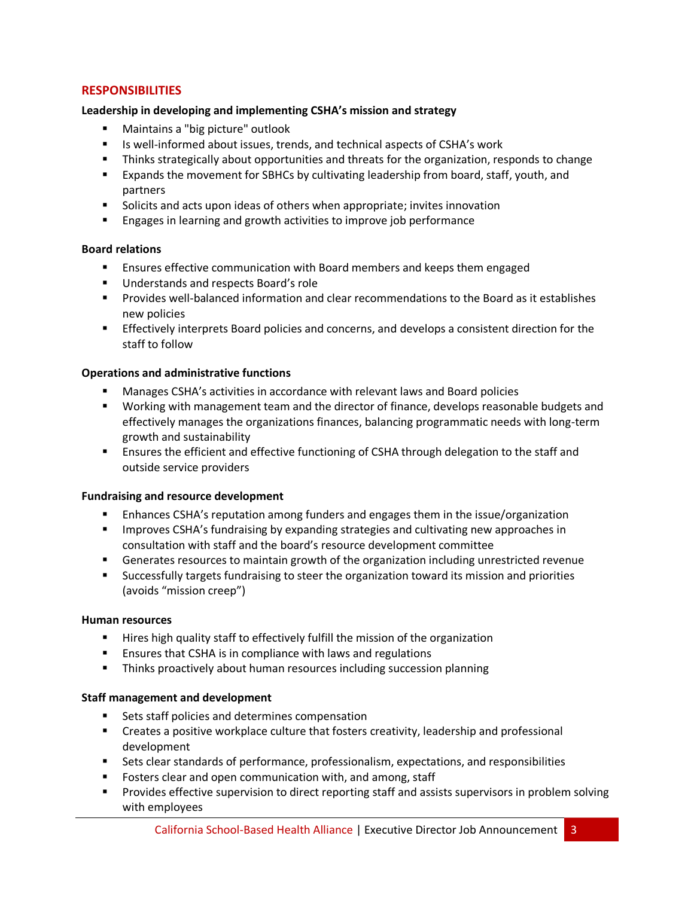## RESPONSIBILITIES

**Leadership in developing and implementing CSHA's mission and strategy**

- Maintains a "big picture" outlook
- Is well-informed about issues, trends, and technical aspects of CSHA's work
- Thinks strategically about opportunities and threats for the organization, responds to change
- Expands the movement for SBHCs by cultivating leadership from board, staff, youth, and partners
- Solicits and acts upon ideas of others when appropriate; invites innovation
- Engages in learning and growth activities to improve job performance

**Board relations**

- Ensures effective communication with Board members and keeps them engaged
- Understands and respects Board's role
- Provides well-balanced information and clear recommendations to the Board as it establishes new policies
- Effectively interprets Board policies and concerns, and develops a consistent direction for the staff to follow

**Operations and administrative functions**

- Manages CSHA's activities in accordance with relevant laws and Board policies
- Working with management team and the director of finance, develops reasonable budgets and effectively manages the organizations finances, balancing programmatic needs with long-term growth and sustainability
- Ensures the efficient and effective functioning of CSHA through delegation to the staff and outside service providers

**Fundraising and resource development**

- Enhances CSHA's reputation among funders and engages them in the issue/organization
- Improves CSHA's fundraising by expanding strategies and cultivating new approaches in consultation with staff and the board's resource development committee
- Generates resources to maintain growth of the organization including unrestricted revenue
- Successfully targets fundraising to steer the organization toward its mission and priorities (avoids "mission creep")

**Human resources**

- Hires high quality staff to effectively fulfill the mission of the organization
- Ensures that CSHA is in compliance with laws and regulations
- Thinks proactively about human resources including succession planning

**Staff management and development**

- Sets staff policies and determines compensation
- Creates a positive workplace culture that fosters creativity, leadership and professional development
- Sets clear standards of performance, professionalism, expectations, and responsibilities
- Fosters clear and open communication with, and among, staff
- Provides effective supervision to direct reporting staff and assists supervisors in problem solving with employees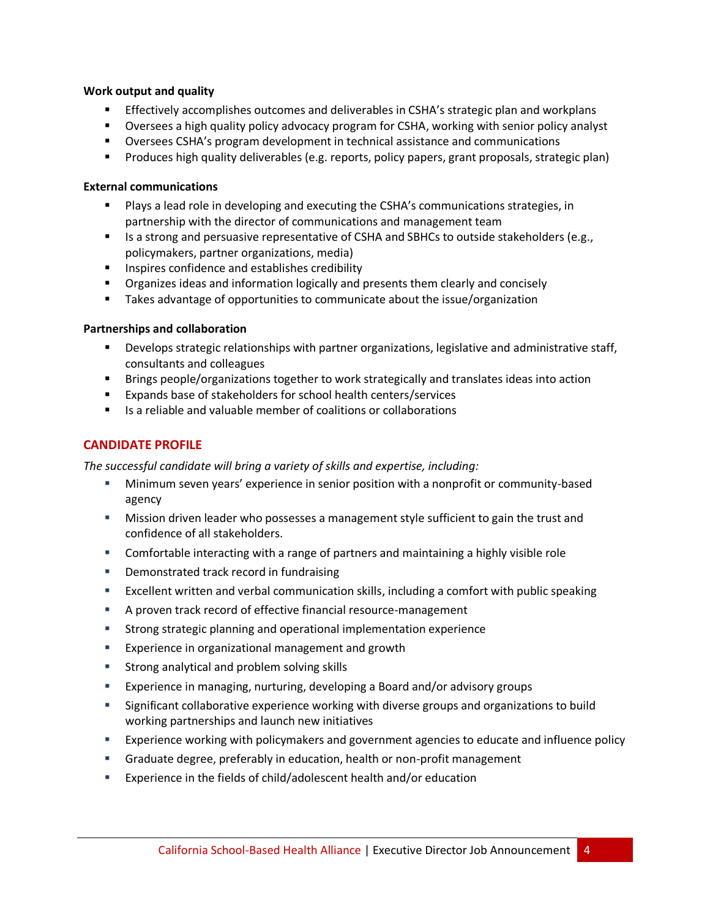**Work output and quality**

- Effectively accomplishes outcomes and deliverables in CSHA's strategic plan and workplans
- Oversees a high quality policy advocacy program for CSHA, working with senior policy analyst
- Oversees CSHA's program development in technical assistance and communications
- Produces high quality deliverables (e.g. reports, policy papers, grant proposals, strategic plan)

**External communications**

- Plays a lead role in developing and executing the CSHA's communications strategies, in partnership with the director of communications and management team
- Is a strong and persuasive representative of CSHA and SBHCs to outside stakeholders (e.g., policymakers, partner organizations, media)
- Inspires confidence and establishes credibility
- Organizes ideas and information logically and presents them clearly and concisely
- Takes advantage of opportunities to communicate about the issue/organization

**Partnerships and collaboration**

- Develops strategic relationships with partner organizations, legislative and administrative staff, consultants and colleagues
- Brings people/organizations together to work strategically and translates ideas into action
- Expands base of stakeholders for school health centers/services
- Is a reliable and valuable member of coalitions or collaborations

## CANDIDATE PROFILE

*The successful candidate will bring a variety of skills and expertise, including:*

- Minimum seven years' experience in senior position with a nonprofit or community-based agency
- Mission driven leader who possesses a management style sufficient to gain the trust and confidence of all stakeholders.
- Comfortable interacting with a range of partners and maintaining a highly visible role
- Demonstrated track record in fundraising
- Excellent written and verbal communication skills, including a comfort with public speaking
- A proven track record of effective financial resource-management
- Strong strategic planning and operational implementation experience
- Experience in organizational management and growth
- Strong analytical and problem solving skills
- Experience in managing, nurturing, developing a Board and/or advisory groups
- Significant collaborative experience working with diverse groups and organizations to build working partnerships and launch new initiatives
- Experience working with policymakers and government agencies to educate and influence policy
- Graduate degree, preferably in education, health or non-profit management
- Experience in the fields of child/adolescent health and/or education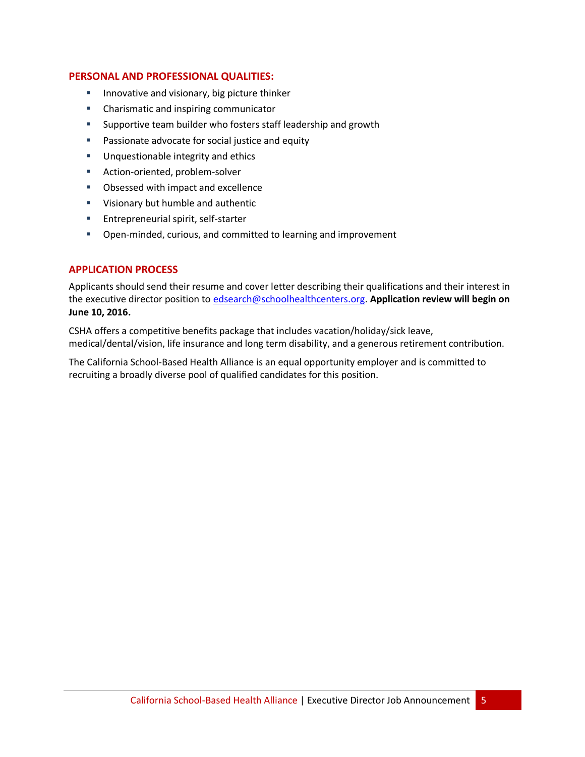## PERSONAL AND PROFESSIONAL QUALITIES:

- Innovative and visionary, big picture thinker
- Charismatic and inspiring communicator
- Supportive team builder who fosters staff leadership and growth
- Passionate advocate for social justice and equity
- Unquestionable integrity and ethics
- Action-oriented, problem-solver
- Obsessed with impact and excellence
- Visionary but humble and authentic
- Entrepreneurial spirit, self-starter
- Open-minded, curious, and committed to learning and improvement

## APPLICATION PROCESS

Applicants should send their resume and cover letter describing their qualifications and their interest in the executive director position to edsearch@schoolhealthcenters.org. **Application review will begin on June 10, 2016.**

CSHA offers a competitive benefits package that includes vacation/holiday/sick leave, medical/dental/vision, life insurance and long term disability, and a generous retirement contribution.

The California School-Based Health Alliance is an equal opportunity employer and is committed to recruiting a broadly diverse pool of qualified candidates for this position.